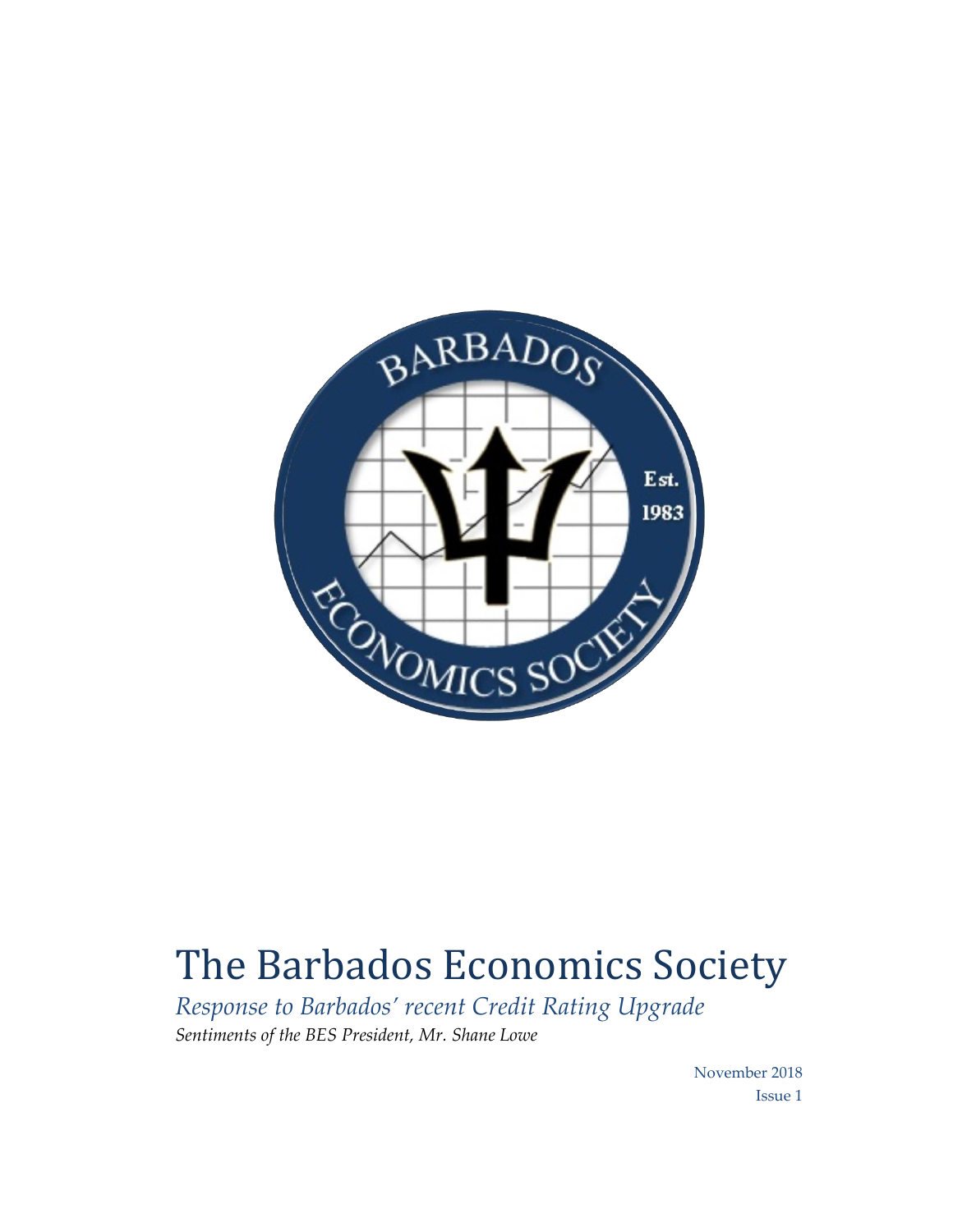# The Barbados Economics Society

*Response to Barbados' recent Credit Rating Upgrade*

*Sentiments of the BES President, Mr. Shane Lowe*

November 2018

Issue 1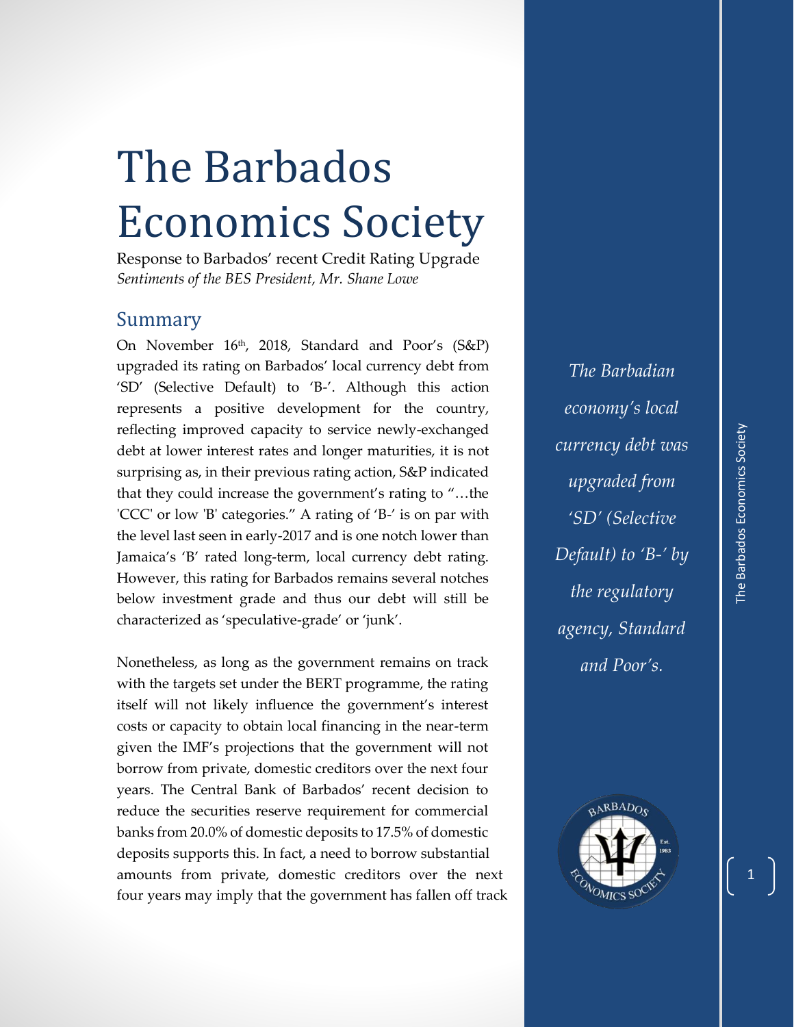# The Barbados Economics Society

Response to Barbados' recent Credit Rating Upgrade

*Sentiments of the BES President, Mr. Shane Lowe*

## Summary

On November 16th, 2018, Standard and Poor's (S&P) upgraded its rating on Barbados' local currency debt from 'SD' (Selective Default) to 'B-'. Although this action represents a positive development for the country, reflecting improved capacity to service newly-exchanged debt at lower interest rates and longer maturities, it is not surprising as, in their previous rating action, S&P indicated that they could increase the government's rating to "…the 'CCC' or low 'B' categories." A rating of 'B-' is on par with the level last seen in early-2017 and is one notch lower than Jamaica's 'B' rated long-term, local currency debt rating. However, this rating for Barbados remains several notches below investment grade and thus our debt will still be characterized as 'speculative-grade' or 'junk'.

Nonetheless, as long as the government remains on track with the targets set under the BERT programme, the rating itself will not likely influence the government's interest costs or capacity to obtain local financing in the near-term given the IMF's projections that the government will not borrow from private, domestic creditors over the next four years. The Central Bank of Barbados' recent decision to reduce the securities reserve requirement for commercial banks from 20.0% of domestic deposits to 17.5% of domestic deposits supports this. In fact, a need to borrow substantial amounts from private, domestic creditors over the next four years may imply that the government has fallen off track

*The Barbadian economy's local currency debt was upgraded from 'SD' (Selective Default) to 'B-' by the regulatory agency, Standard and Poor's.*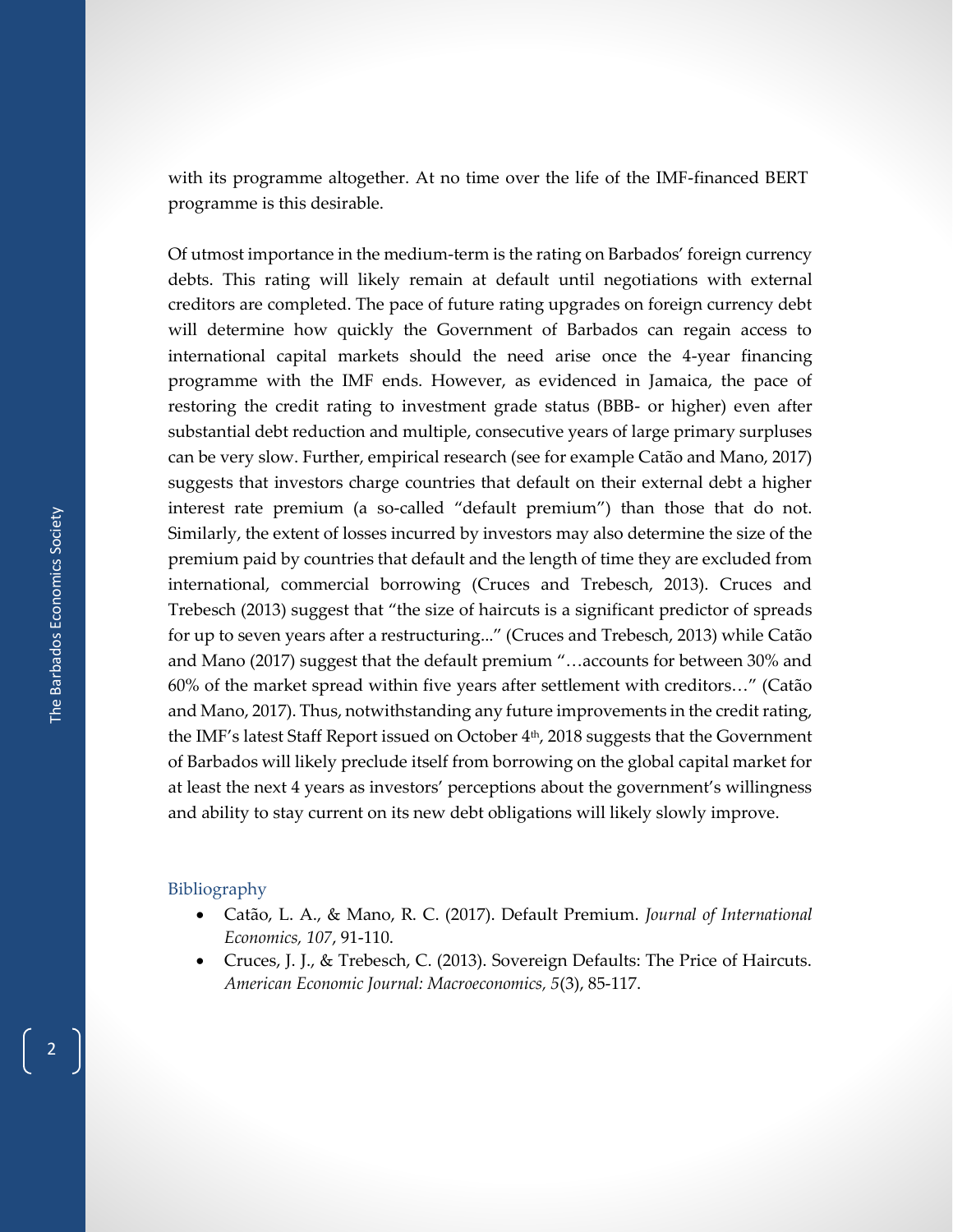with its programme altogether. At no time over the life of the IMF-financed BERT programme is this desirable.

Of utmost importance in the medium-term is the rating on Barbados' foreign currency debts. This rating will likely remain at default until negotiations with external creditors are completed. The pace of future rating upgrades on foreign currency debt will determine how quickly the Government of Barbados can regain access to international capital markets should the need arise once the 4-year financing programme with the IMF ends. However, as evidenced in Jamaica, the pace of restoring the credit rating to investment grade status (BBB- or higher) even after substantial debt reduction and multiple, consecutive years of large primary surpluses can be very slow. Further, empirical research (see for example Catão and Mano, 2017) suggests that investors charge countries that default on their external debt a higher interest rate premium (a so-called "default premium") than those that do not. Similarly, the extent of losses incurred by investors may also determine the size of the premium paid by countries that default and the length of time they are excluded from international, commercial borrowing (Cruces and Trebesch, 2013). Cruces and Trebesch (2013) suggest that "the size of haircuts is a significant predictor of spreads for up to seven years after a restructuring..." (Cruces and Trebesch, 2013) while Catão and Mano (2017) suggest that the default premium "…accounts for between 30% and 60% of the market spread within five years after settlement with creditors…" (Catão and Mano, 2017). Thus, notwithstanding any future improvements in the credit rating, the IMF's latest Staff Report issued on October 4th, 2018 suggests that the Government of Barbados will likely preclude itself from borrowing on the global capital market for at least the next 4 years as investors' perceptions about the government's willingness and ability to stay current on its new debt obligations will likely slowly improve.

## Bibliography

- Catão, L. A., & Mano, R. C. (2017). Default Premium. *Journal of International Economics, 107*, 91-110.
- Cruces, J. J., & Trebesch, C. (2013). Sovereign Defaults: The Price of Haircuts. *American Economic Journal: Macroeconomics, 5*(3), 85-117.